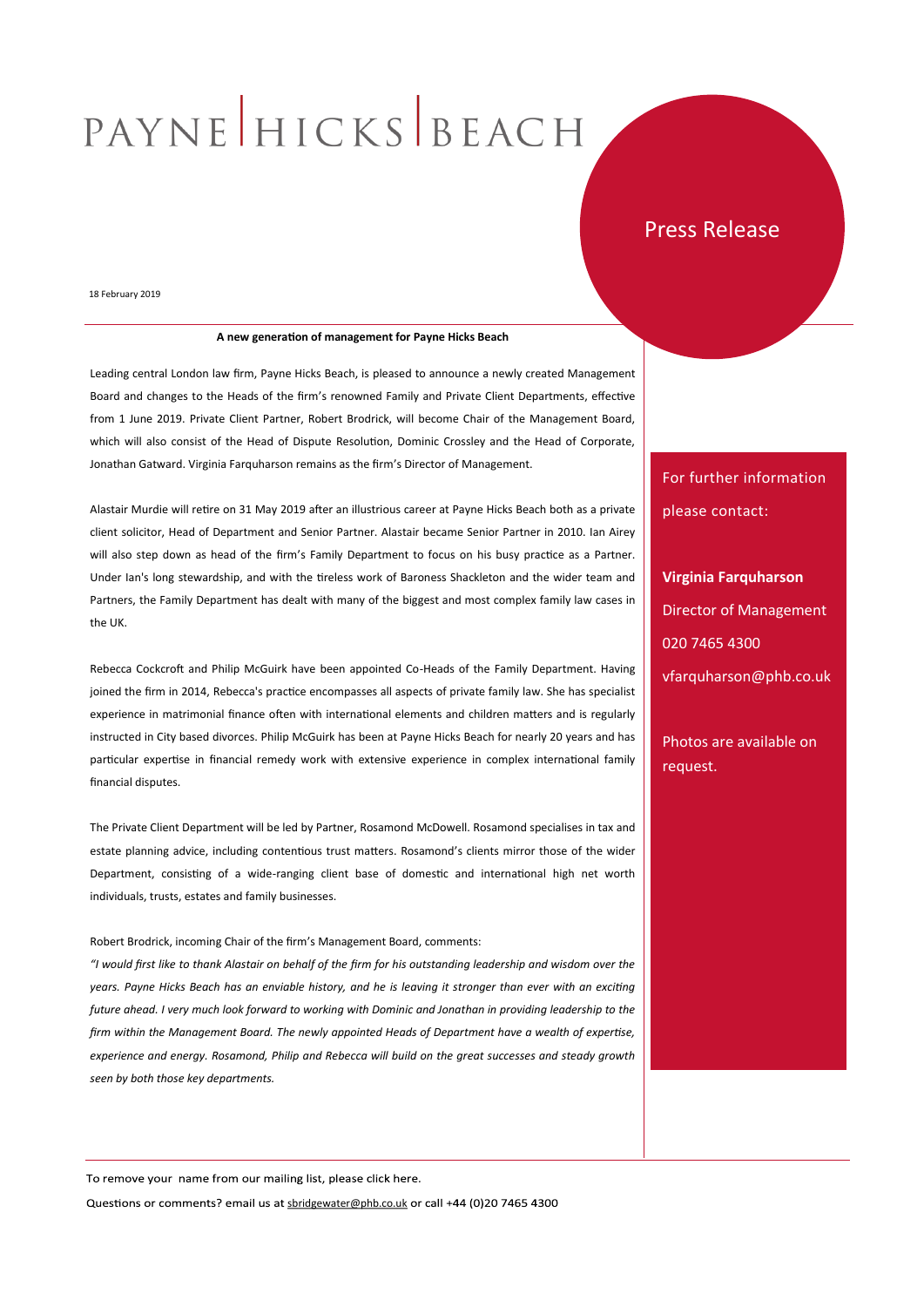# PAYNE HICKS BEACH

## Press Release

18 February 2019

**A new generation of management for Payne Hicks Beach**

Leading central London law firm, Payne Hicks Beach, is pleased to announce a newly created Management Board and changes to the Heads of the firm's renowned Family and Private Client Departments, effective from 1 June 2019. Private Client Partner, Robert Brodrick, will become Chair of the Management Board, which will also consist of the Head of Dispute Resolution, Dominic Crossley and the Head of Corporate, Jonathan Gatward. Virginia Farquharson remains as the firm's Director of Management.

Alastair Murdie will retire on 31 May 2019 after an illustrious career at Payne Hicks Beach both as a private client solicitor, Head of Department and Senior Partner. Alastair became Senior Partner in 2010. Ian Airey will also step down as head of the firm's Family Department to focus on his busy practice as a Partner. Under Ian's long stewardship, and with the tireless work of Baroness Shackleton and the wider team and Partners, the Family Department has dealt with many of the biggest and most complex family law cases in the UK.

Rebecca Cockcroft and Philip McGuirk have been appointed Co-Heads of the Family Department. Having joined the firm in 2014, Rebecca's practice encompasses all aspects of private family law. She has specialist experience in matrimonial finance often with international elements and children matters and is regularly instructed in City based divorces. Philip McGuirk has been at Payne Hicks Beach for nearly 20 years and has particular expertise in financial remedy work with extensive experience in complex international family financial disputes.

The Private Client Department will be led by Partner, Rosamond McDowell. Rosamond specialises in tax and estate planning advice, including contentious trust matters. Rosamond's clients mirror those of the wider Department, consisting of a wide-ranging client base of domestic and international high net worth individuals, trusts, estates and family businesses.

Robert Brodrick, incoming Chair of the firm's Management Board, comments:

*"I would first like to thank Alastair on behalf of the firm for his outstanding leadership and wisdom over the years. Payne Hicks Beach has an enviable history, and he is leaving it stronger than ever with an exciting future ahead. I very much look forward to working with Dominic and Jonathan in providing leadership to the firm within the Management Board. The newly appointed Heads of Department have a wealth of expertise, experience and energy. Rosamond, Philip and Rebecca will build on the great successes and steady growth seen by both those key departments.*

For further information please contact:

**Virginia Farquharson**

Director of Management

020 7465 4300

vfarquharson@phb.co.uk

Photos are available on request.

To remove your name from our mailing list, please click here.

Questions or comments? email us at sbridgewater@phb.co.uk or call +44 (0)20 7465 4300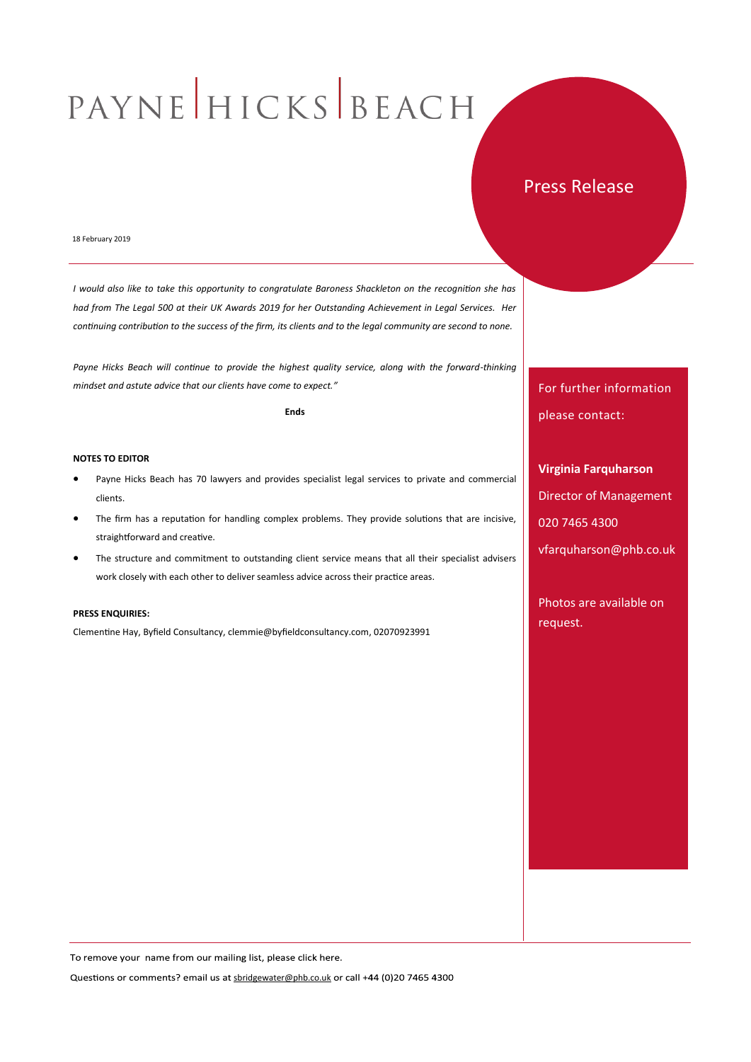# PAYNE HICKS BEACH

Press Release

18 February 2019

*I would also like to take this opportunity to congratulate Baroness Shackleton on the recognition she has had from The Legal 500 at their UK Awards 2019 for her Outstanding Achievement in Legal Services. Her continuing contribution to the success of the firm, its clients and to the legal community are second to none.*

*Payne Hicks Beach will continue to provide the highest quality service, along with the forward-thinking mindset and astute advice that our clients have come to expect."*

**Ends**

**NOTES TO EDITOR**

- Payne Hicks Beach has 70 lawyers and provides specialist legal services to private and commercial clients.
- The firm has a reputation for handling complex problems. They provide solutions that are incisive, straightforward and creative.
- The structure and commitment to outstanding client service means that all their specialist advisers work closely with each other to deliver seamless advice across their practice areas.

**PRESS ENQUIRIES:**

Clementine Hay, Byfield Consultancy, clemmie@byfieldconsultancy.com, 02070923991

For further information please contact:

**Virginia Farquharson**

Director of Management

020 7465 4300

vfarquharson@phb.co.uk

Photos are available on request.

To remove your name from our mailing list, please click here.

Questions or comments? email us at sbridgewater@phb.co.uk or call +44 (0)20 7465 4300